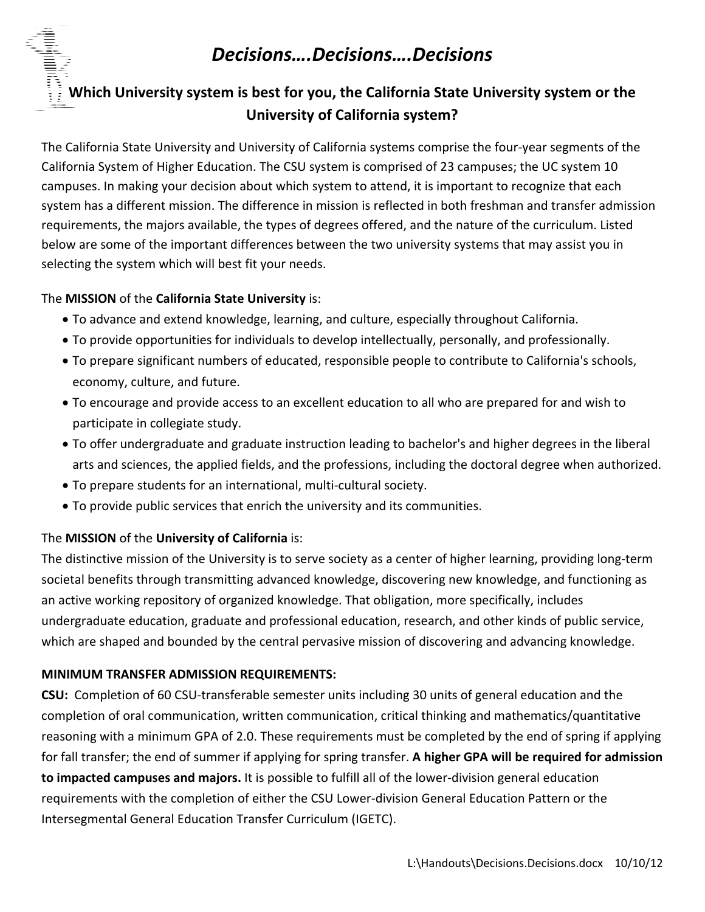# *Decisions….Decisions….Decisions*

## Which University system is best for you, the California State University system or the University of California system?

The California State University and University of California systems comprise the four-year segments of the California System of Higher Education. The CSU system is comprised of 23 campuses; the UC system 10 campuses. In making your decision about which system to attend, it is important to recognize that each system has a different mission. The difference in mission is reflected in both freshman and transfer admission requirements, the majors available, the types of degrees offered, and the nature of the curriculum. Listed below are some of the important differences between the two university systems that may assist you in selecting the system which will best fit your needs.

The **MISSION** of the **California State University** is:

- To advance and extend knowledge, learning, and culture, especially throughout California.
- To provide opportunities for individuals to develop intellectually, personally, and professionally.
- To prepare significant numbers of educated, responsible people to contribute to California's schools, economy, culture, and future.
- To encourage and provide access to an excellent education to all who are prepared for and wish to participate in collegiate study.
- To offer undergraduate and graduate instruction leading to bachelor's and higher degrees in the liberal arts and sciences, the applied fields, and the professions, including the doctoral degree when authorized.
- To prepare students for an international, multi-cultural society.
- To provide public services that enrich the university and its communities.

The **MISSION** of the **University of California** is:
The distinctive mission of the University is to serve society as a center of higher learning, providing long-term societal benefits through transmitting advanced knowledge, discovering new knowledge, and functioning as an active working repository of organized knowledge. That obligation, more specifically, includes undergraduate education, graduate and professional education, research, and other kinds of public service, which are shaped and bounded by the central pervasive mission of discovering and advancing knowledge.

**MINIMUM TRANSFER ADMISSION REQUIREMENTS:**
**CSU:** Completion of 60 CSU-transferable semester units including 30 units of general education and the completion of oral communication, written communication, critical thinking and mathematics/quantitative reasoning with a minimum GPA of 2.0. These requirements must be completed by the end of spring if applying for fall transfer; the end of summer if applying for spring transfer. **A higher GPA will be required for admission to impacted campuses and majors.** It is possible to fulfill all of the lower-division general education requirements with the completion of either the CSU Lower-division General Education Pattern or the Intersegmental General Education Transfer Curriculum (IGETC).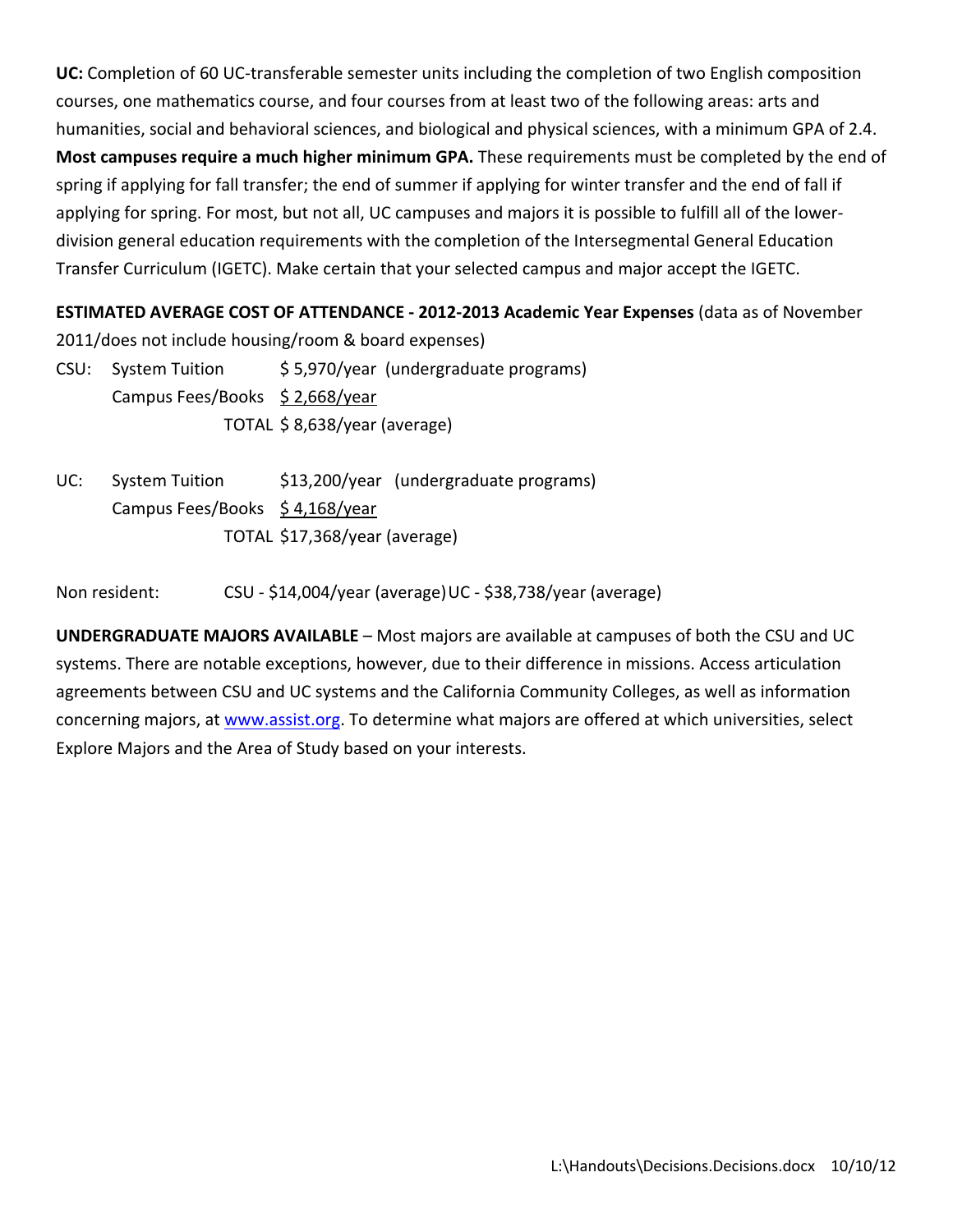**UC:** Completion of 60 UC-transferable semester units including the completion of two English composition courses, one mathematics course, and four courses from at least two of the following areas: arts and humanities, social and behavioral sciences, and biological and physical sciences, with a minimum GPA of 2.4. **Most campuses require a much higher minimum GPA.** These requirements must be completed by the end of spring if applying for fall transfer; the end of summer if applying for winter transfer and the end of fall if applying for spring. For most, but not all, UC campuses and majors it is possible to fulfill all of the lower-division general education requirements with the completion of the Intersegmental General Education Transfer Curriculum (IGETC). Make certain that your selected campus and major accept the IGETC.

**ESTIMATED AVERAGE COST OF ATTENDANCE - 2012-2013 Academic Year Expenses** (data as of November 2011/does not include housing/room & board expenses)

| | | | |
|---|---|---|---|
| CSU: | System Tuition | $ 5,970/year | (undergraduate programs) |
| | Campus Fees/Books | $ 2,668/year | |
| | TOTAL | $ 8,638/year (average) | |
| UC: | System Tuition | $13,200/year | (undergraduate programs) |
| | Campus Fees/Books | $ 4,168/year | |
| | TOTAL | $17,368/year (average) | |

Non resident: CSU - $14,004/year (average) UC - $38,738/year (average)

**UNDERGRADUATE MAJORS AVAILABLE** – Most majors are available at campuses of both the CSU and UC systems. There are notable exceptions, however, due to their difference in missions. Access articulation agreements between CSU and UC systems and the California Community Colleges, as well as information concerning majors, at www.assist.org. To determine what majors are offered at which universities, select Explore Majors and the Area of Study based on your interests.